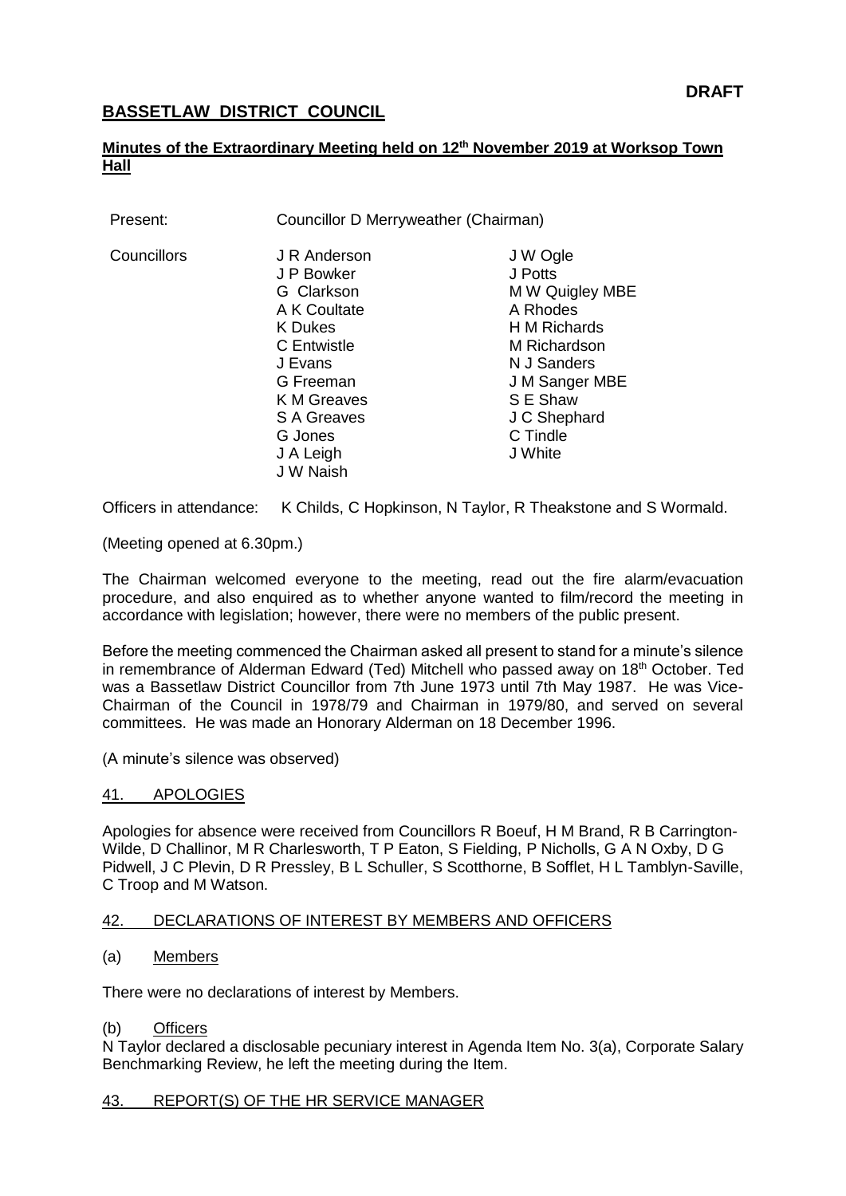**DRAFT**

# BASSETLAW DISTRICT COUNCIL

## Minutes of the Extraordinary Meeting held on 12th November 2019 at Worksop Town Hall

Present: Councillor D Merryweather (Chairman)

Councillors:

J R Anderson
J P Bowker
G Clarkson
A K Coultate
K Dukes
C Entwistle
J Evans
G Freeman
K M Greaves
S A Greaves
G Jones
J A Leigh
J W Naish
J W Ogle
J Potts
M W Quigley MBE
A Rhodes
H M Richards
M Richardson
N J Sanders
J M Sanger MBE
S E Shaw
J C Shephard
C Tindle
J White

Officers in attendance: K Childs, C Hopkinson, N Taylor, R Theakstone and S Wormald.

(Meeting opened at 6.30pm.)

The Chairman welcomed everyone to the meeting, read out the fire alarm/evacuation procedure, and also enquired as to whether anyone wanted to film/record the meeting in accordance with legislation; however, there were no members of the public present.

Before the meeting commenced the Chairman asked all present to stand for a minute's silence in remembrance of Alderman Edward (Ted) Mitchell who passed away on 18th October. Ted was a Bassetlaw District Councillor from 7th June 1973 until 7th May 1987. He was Vice-Chairman of the Council in 1978/79 and Chairman in 1979/80, and served on several committees. He was made an Honorary Alderman on 18 December 1996.

(A minute's silence was observed)

### 41. APOLOGIES

Apologies for absence were received from Councillors R Boeuf, H M Brand, R B Carrington-Wilde, D Challinor, M R Charlesworth, T P Eaton, S Fielding, P Nicholls, G A N Oxby, D G Pidwell, J C Plevin, D R Pressley, B L Schuller, S Scotthorne, B Sofflet, H L Tamblyn-Saville, C Troop and M Watson.

### 42. DECLARATIONS OF INTEREST BY MEMBERS AND OFFICERS

(a) Members

There were no declarations of interest by Members.

(b) Officers

N Taylor declared a disclosable pecuniary interest in Agenda Item No. 3(a), Corporate Salary Benchmarking Review, he left the meeting during the Item.

### 43. REPORT(S) OF THE HR SERVICE MANAGER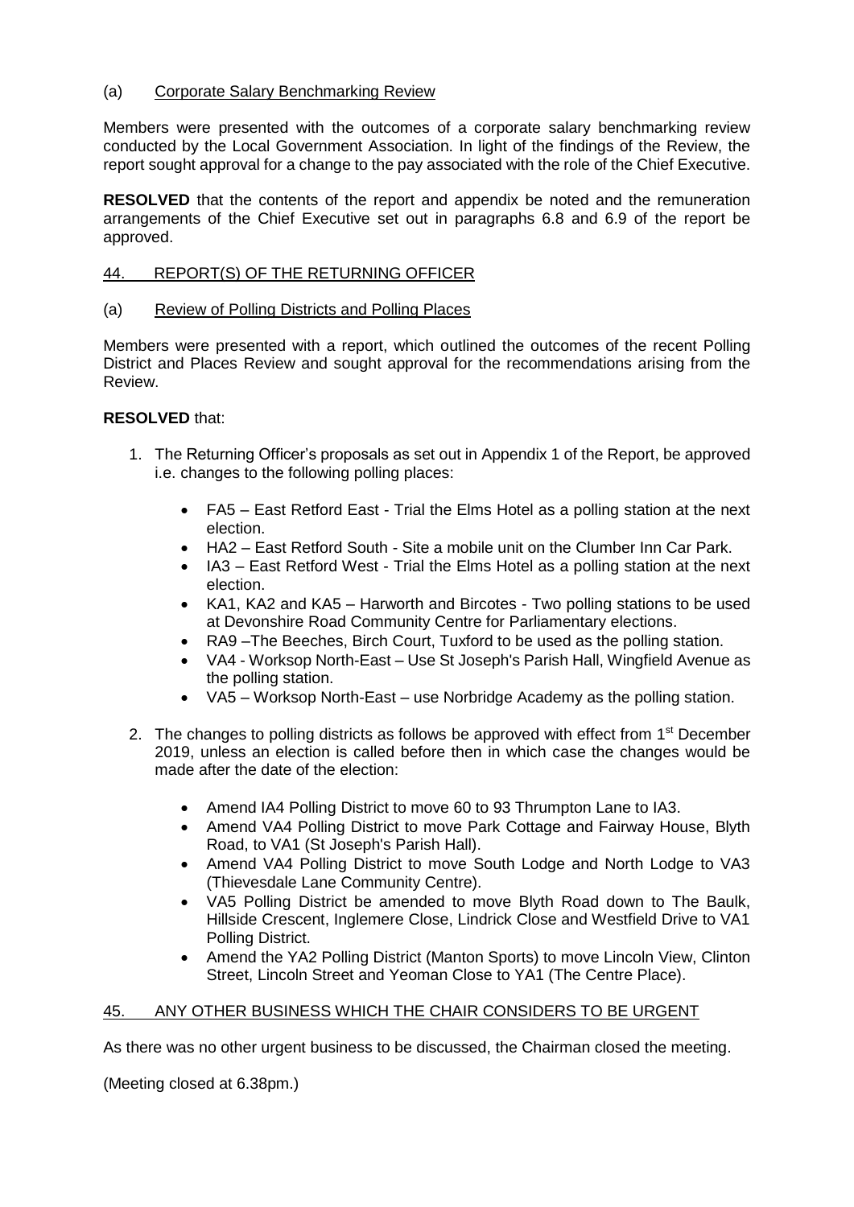(a) Corporate Salary Benchmarking Review

Members were presented with the outcomes of a corporate salary benchmarking review conducted by the Local Government Association. In light of the findings of the Review, the report sought approval for a change to the pay associated with the role of the Chief Executive.

**RESOLVED** that the contents of the report and appendix be noted and the remuneration arrangements of the Chief Executive set out in paragraphs 6.8 and 6.9 of the report be approved.

## 44. REPORT(S) OF THE RETURNING OFFICER

(a) Review of Polling Districts and Polling Places

Members were presented with a report, which outlined the outcomes of the recent Polling District and Places Review and sought approval for the recommendations arising from the Review.

**RESOLVED** that:

1. The Returning Officer's proposals as set out in Appendix 1 of the Report, be approved i.e. changes to the following polling places:

   - FA5 – East Retford East - Trial the Elms Hotel as a polling station at the next election.
   - HA2 – East Retford South - Site a mobile unit on the Clumber Inn Car Park.
   - IA3 – East Retford West - Trial the Elms Hotel as a polling station at the next election.
   - KA1, KA2 and KA5 – Harworth and Bircotes - Two polling stations to be used at Devonshire Road Community Centre for Parliamentary elections.
   - RA9 –The Beeches, Birch Court, Tuxford to be used as the polling station.
   - VA4 - Worksop North-East – Use St Joseph's Parish Hall, Wingfield Avenue as the polling station.
   - VA5 – Worksop North-East – use Norbridge Academy as the polling station.

2. The changes to polling districts as follows be approved with effect from 1st December 2019, unless an election is called before then in which case the changes would be made after the date of the election:

   - Amend IA4 Polling District to move 60 to 93 Thrumpton Lane to IA3.
   - Amend VA4 Polling District to move Park Cottage and Fairway House, Blyth Road, to VA1 (St Joseph's Parish Hall).
   - Amend VA4 Polling District to move South Lodge and North Lodge to VA3 (Thievesdale Lane Community Centre).
   - VA5 Polling District be amended to move Blyth Road down to The Baulk, Hillside Crescent, Inglemere Close, Lindrick Close and Westfield Drive to VA1 Polling District.
   - Amend the YA2 Polling District (Manton Sports) to move Lincoln View, Clinton Street, Lincoln Street and Yeoman Close to YA1 (The Centre Place).

## 45. ANY OTHER BUSINESS WHICH THE CHAIR CONSIDERS TO BE URGENT

As there was no other urgent business to be discussed, the Chairman closed the meeting.

(Meeting closed at 6.38pm.)